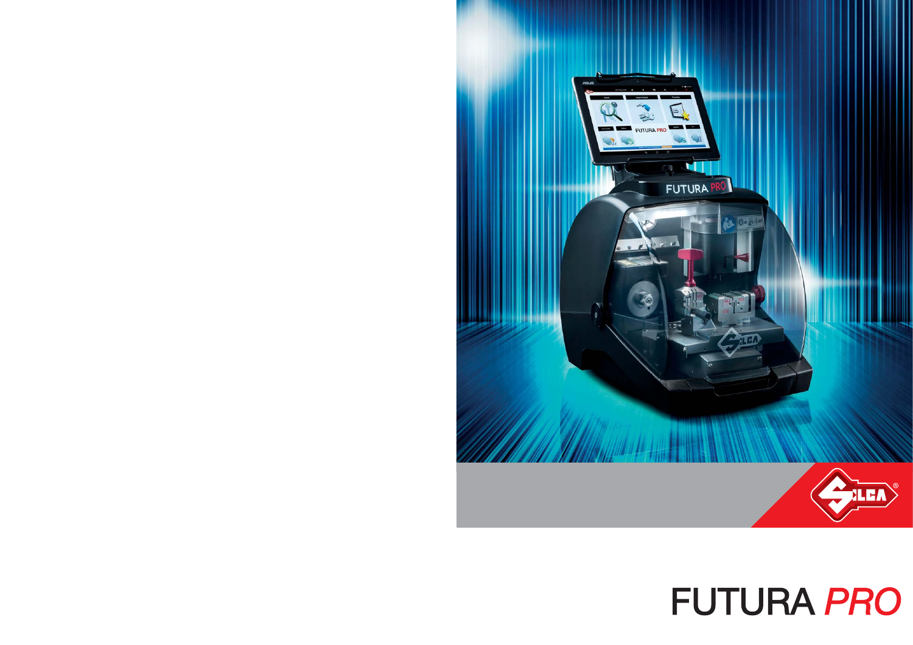# FUTURA *PRO*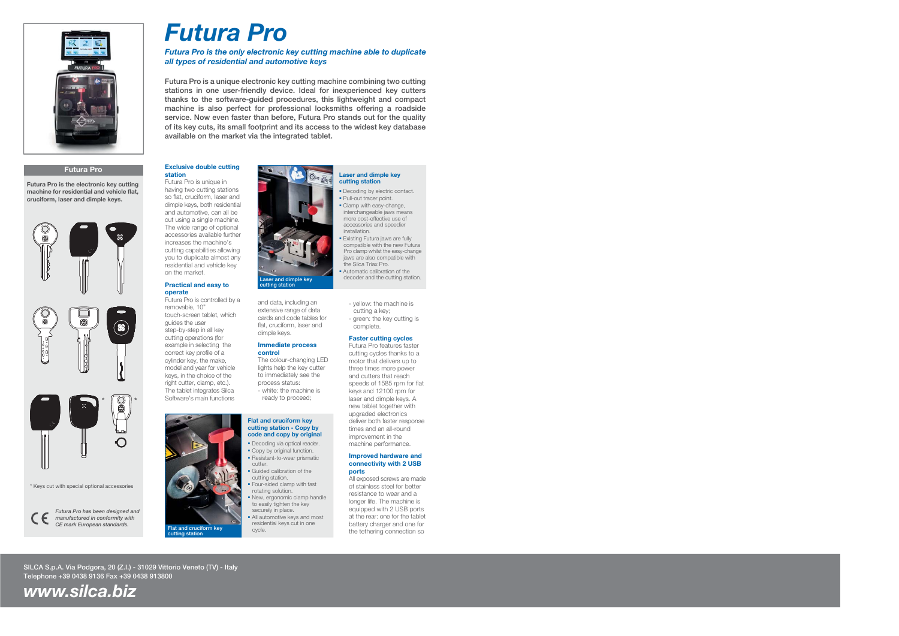# Futura Pro

***Futura Pro is the only electronic key cutting machine able to duplicate all types of residential and automotive keys***

Futura Pro is a unique electronic key cutting machine combining two cutting stations in one user-friendly device. Ideal for inexperienced key cutters thanks to the software-guided procedures, this lightweight and compact machine is also perfect for professional locksmiths offering a roadside service. Now even faster than before, Futura Pro stands out for the quality of its key cuts, its small footprint and its access to the widest key database available on the market via the integrated tablet.

## Futura Pro

**Futura Pro is the electronic key cutting machine for residential and vehicle flat, cruciform, laser and dimple keys.**

\* Keys cut with special optional accessories

*Futura Pro has been designed and manufactured in conformity with CE mark European standards.*

### Exclusive double cutting station

Futura Pro is unique in having two cutting stations so flat, cruciform, laser and dimple keys, both residential and automotive, can all be cut using a single machine. The wide range of optional accessories available further increases the machine's cutting capabilities allowing you to duplicate almost any residential and vehicle key on the market.

### Practical and easy to operate

Futura Pro is controlled by a removable, 10" touch-screen tablet, which guides the user step-by-step in all key cutting operations (for example in selecting the correct key profile of a cylinder key, the make, model and year for vehicle keys, in the choice of the right cutter, clamp, etc.). The tablet integrates Silca Software's main functions and data, including an extensive range of data cards and code tables for flat, cruciform, laser and dimple keys.

### Immediate process control

The colour-changing LED lights help the key cutter to immediately see the process status:

- white: the machine is ready to proceed;
- yellow: the machine is cutting a key;
- green: the key cutting is complete.

### Faster cutting cycles

Futura Pro features faster cutting cycles thanks to a motor that delivers up to three times more power and cutters that reach speeds of 1585 rpm for flat keys and 12100 rpm for laser and dimple keys. A new tablet together with upgraded electronics deliver both faster response times and an all-round improvement in the machine performance.

### Improved hardware and connectivity with 2 USB ports

All exposed screws are made of stainless steel for better resistance to wear and a longer life. The machine is equipped with 2 USB ports at the rear: one for the tablet battery charger and one for the tethering connection so

Laser and dimple key cutting station

### Laser and dimple key cutting station

- Decoding by electric contact.
- Pull-out tracer point.
- Clamp with easy-change, interchangeable jaws means more cost-effective use of accessories and speedier installation.
- Existing Futura jaws are fully compatible with the new Futura Pro clamp whilst the easy-change jaws are also compatible with the Silca Triax Pro.
- Automatic calibration of the decoder and the cutting station.

Flat and cruciform key cutting station

### Flat and cruciform key cutting station - Copy by code and copy by original

- Decoding via optical reader.
- Copy by original function.
- Resistant-to-wear prismatic cutter.
- Guided calibration of the cutting station.
- Four-sided clamp with fast rotating solution.
- New, ergonomic clamp handle to easily tighten the key securely in place.
- All automotive keys and most residential keys cut in one cycle.

SILCA S.p.A. Via Podgora, 20 (Z.I.) - 31029 Vittorio Veneto (TV) - Italy
Telephone +39 0438 9136 Fax +39 0438 913800

***www.silca.biz***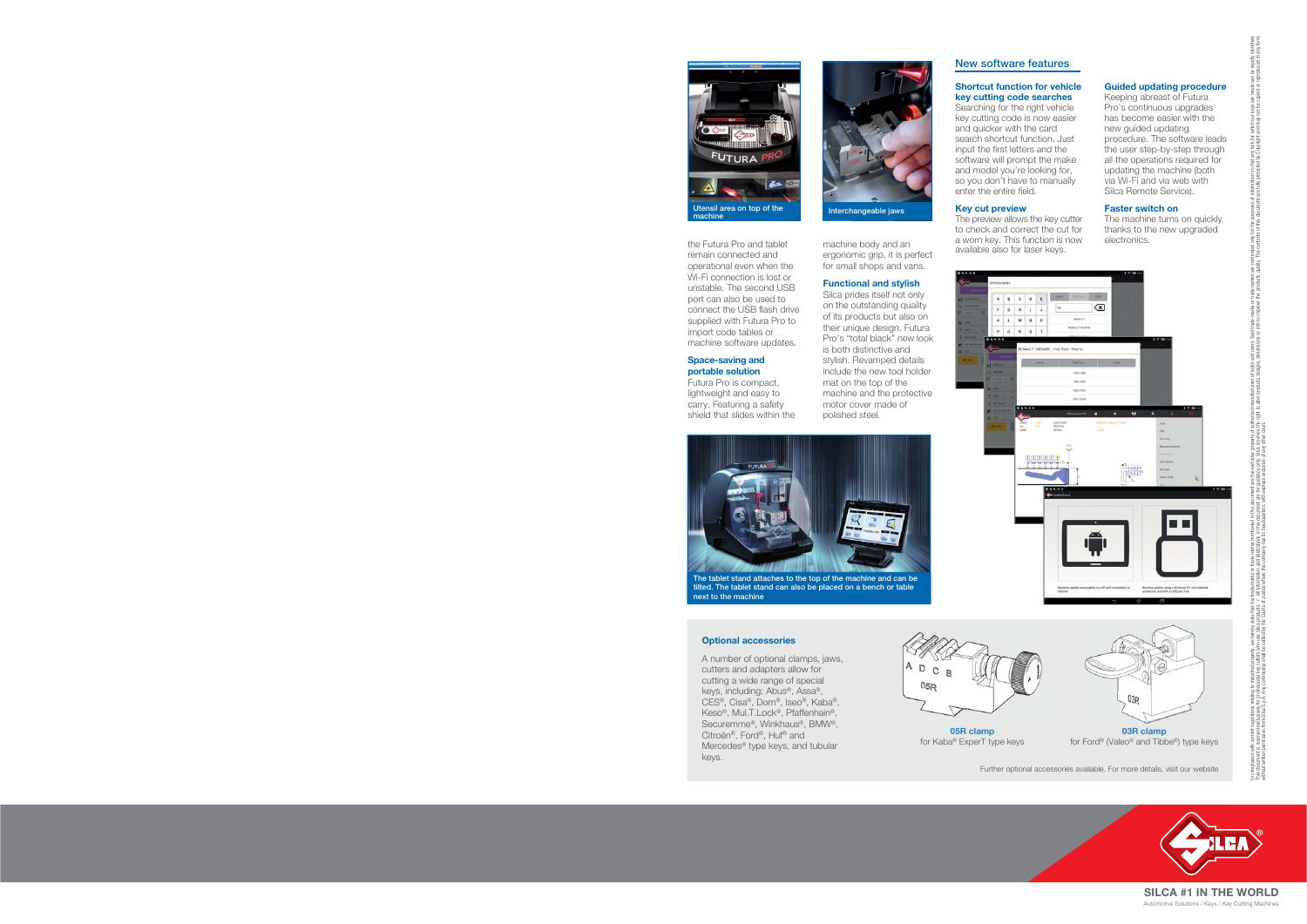Utensil area on top of the machine

Interchangeable jaws

the Futura Pro and tablet remain connected and operational even when the Wi-Fi connection is lost or unstable. The second USB port can also be used to connect the USB flash drive supplied with Futura Pro to import code tables or machine software updates.

### Space-saving and portable solution

Futura Pro is compact, lightweight and easy to carry. Featuring a safety shield that slides within the machine body and an ergonomic grip, it is perfect for small shops and vans.

### Functional and stylish

Silca prides itself not only on the outstanding quality of its products but also on their unique design. Futura Pro's "total black" new look is both distinctive and stylish. Revamped details include the new tool holder mat on the top of the machine and the protective motor cover made of polished steel.

The tablet stand attaches to the top of the machine and can be tilted. The tablet stand can also be placed on a bench or table next to the machine

## New software features

### Shortcut function for vehicle key cutting code searches

Searching for the right vehicle key cutting code is now easier and quicker with the card search shortcut function. Just input the first letters and the software will prompt the make and model you're looking for, so you don't have to manually enter the entire field.

### Key cut preview

The preview allows the key cutter to check and correct the cut for a worn key. This function is now available also for laser keys.

### Guided updating procedure

Keeping abreast of Futura Pro's continuous upgrades has become easier with the new guided updating procedure. The software leads the user step-by-step through all the operations required for updating the machine (both via Wi-Fi and via web with Silca Remote Service).

### Faster switch on

The machine turns on quickly thanks to the new upgraded electronics.

### Optional accessories

A number of optional clamps, jaws, cutters and adapters allow for cutting a wide range of special keys, including: Abus®, Assa®, CES®, Cisa®, Dom®, Iseo®, Kaba®, Keso®, Mul.T.Lock®, Pfaffenhain®, Securemme®, Winkhaus®, BMW®, Citroën®, Ford®, Huf® and Mercedes® type keys, and tubular keys.

**05R clamp**
for Kaba® ExperT type keys

**03R clamp**
for Ford® (Valeo® and Tibbe®) type keys

Further optional accessories available. For more details, visit our website

**SILCA #1 IN THE WORLD**
Automotive Solutions / Keys / Key Cutting Machines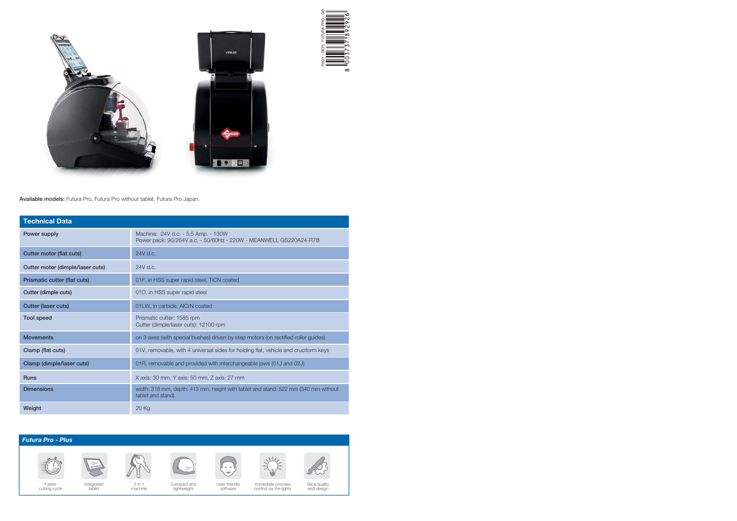**Available models:** Futura Pro, Futura Pro without tablet, Futura Pro Japan.

| Technical Data | |
|---|---|
| Power supply | Machine: 24V d.c. - 5,5 Amp. - 130W<br>Power pack: 90/264V a.c. - 50/60Hz - 220W - MEANWELL GS220A24-R7B |
| Cutter motor (flat cuts) | 24V d.c. |
| Cutter motor (dimple/laser cuts) | 24V d.c. |
| Prismatic cutter (flat cuts) | 01F, in HSS super rapid steel, TiCN coated |
| Cutter (dimple cuts) | 01D, in HSS super rapid steel |
| Cutter (laser cuts) | 01LW, in carbide, AlCrN coated |
| Tool speed | Prismatic cutter: 1585 rpm<br>Cutter (dimple/laser cuts): 12100 rpm |
| Movements | on 3 axes (with special bushes) driven by step motors (on rectified roller guides) |
| Clamp (flat cuts) | 01V, removable, with 4 universal sides for holding flat, vehicle and cruciform keys |
| Clamp (dimple/laser cuts) | 01R, removable and provided with interchangeable jaws (01J and 02J) |
| Runs | X axis: 30 mm, Y axis: 50 mm, Z axis: 27 mm |
| Dimensions | width: 318 mm, depth: 413 mm, height with tablet and stand: 522 mm (340 mm without tablet and stand) |
| Weight | 20 Kg |

***Futura Pro - Plus***

Faster cutting cycle

Integrated tablet

2 in 1 machine

Compact and lightweight

User-friendly software

Immediate process control via the lights

Silca quality and design